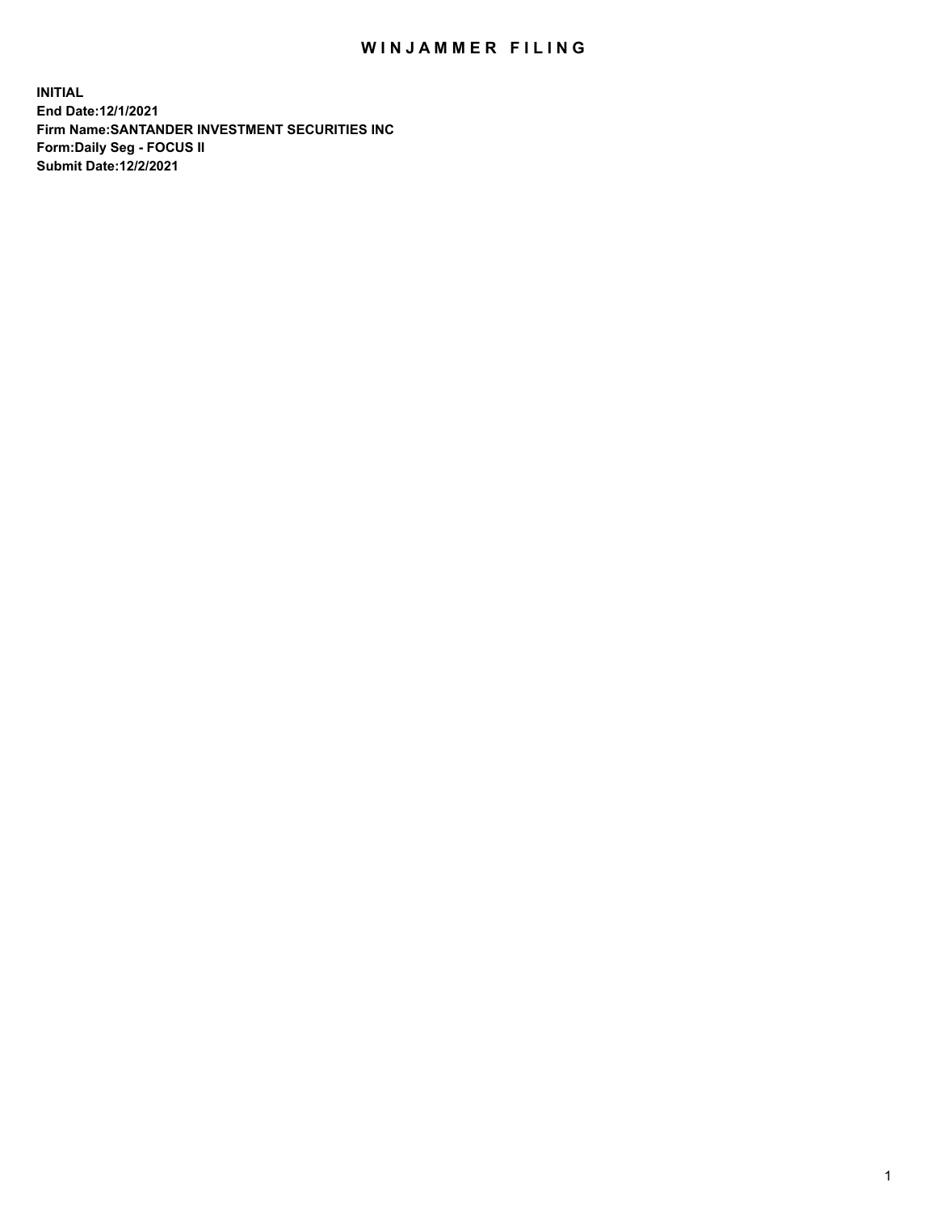# WINJAMMER FILING

**INITIAL**
**End Date:12/1/2021**
**Firm Name:SANTANDER INVESTMENT SECURITIES INC**
**Form:Daily Seg - FOCUS II**
**Submit Date:12/2/2021**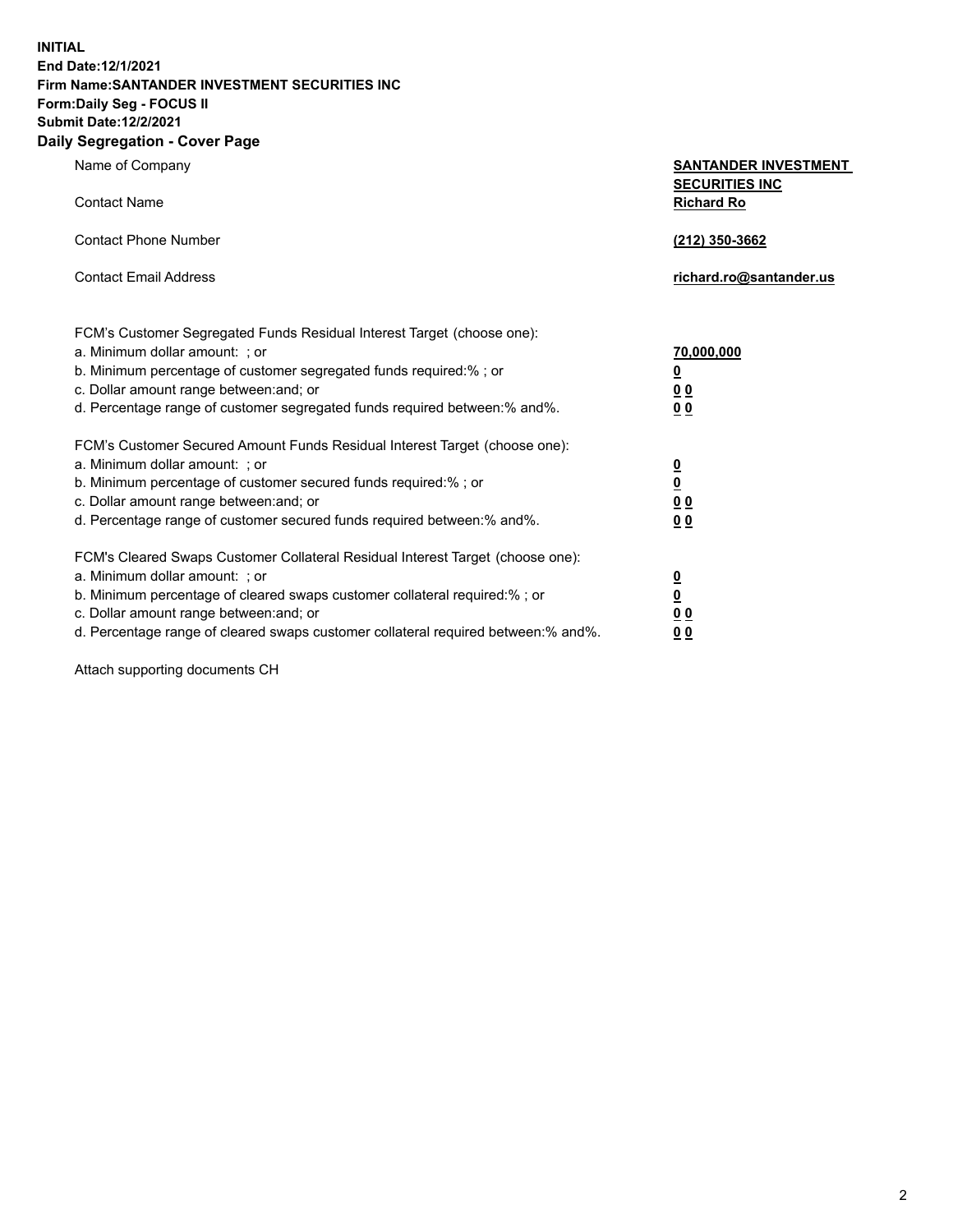**INITIAL**
**End Date:12/1/2021**
**Firm Name:SANTANDER INVESTMENT SECURITIES INC**
**Form:Daily Seg - FOCUS II**
**Submit Date:12/2/2021**

## Daily Segregation - Cover Page

| | |
|---|---|
| Name of Company | **SANTANDER INVESTMENT SECURITIES INC** |
| Contact Name | **Richard Ro** |
| Contact Phone Number | **(212) 350-3662** |
| Contact Email Address | **richard.ro@santander.us** |

| | |
|---|---|
| FCM's Customer Segregated Funds Residual Interest Target (choose one): | |
| a. Minimum dollar amount: ; or | **70,000,000** |
| b. Minimum percentage of customer segregated funds required:% ; or | **0** |
| c. Dollar amount range between:and; or | **0 0** |
| d. Percentage range of customer segregated funds required between:% and%. | **0 0** |

| | |
|---|---|
| FCM's Customer Secured Amount Funds Residual Interest Target (choose one): | |
| a. Minimum dollar amount: ; or | **0** |
| b. Minimum percentage of customer secured funds required:% ; or | **0** |
| c. Dollar amount range between:and; or | **0 0** |
| d. Percentage range of customer secured funds required between:% and%. | **0 0** |

| | |
|---|---|
| FCM's Cleared Swaps Customer Collateral Residual Interest Target (choose one): | |
| a. Minimum dollar amount: ; or | **0** |
| b. Minimum percentage of cleared swaps customer collateral required:% ; or | **0** |
| c. Dollar amount range between:and; or | **0 0** |
| d. Percentage range of cleared swaps customer collateral required between:% and%. | **0 0** |

Attach supporting documents CH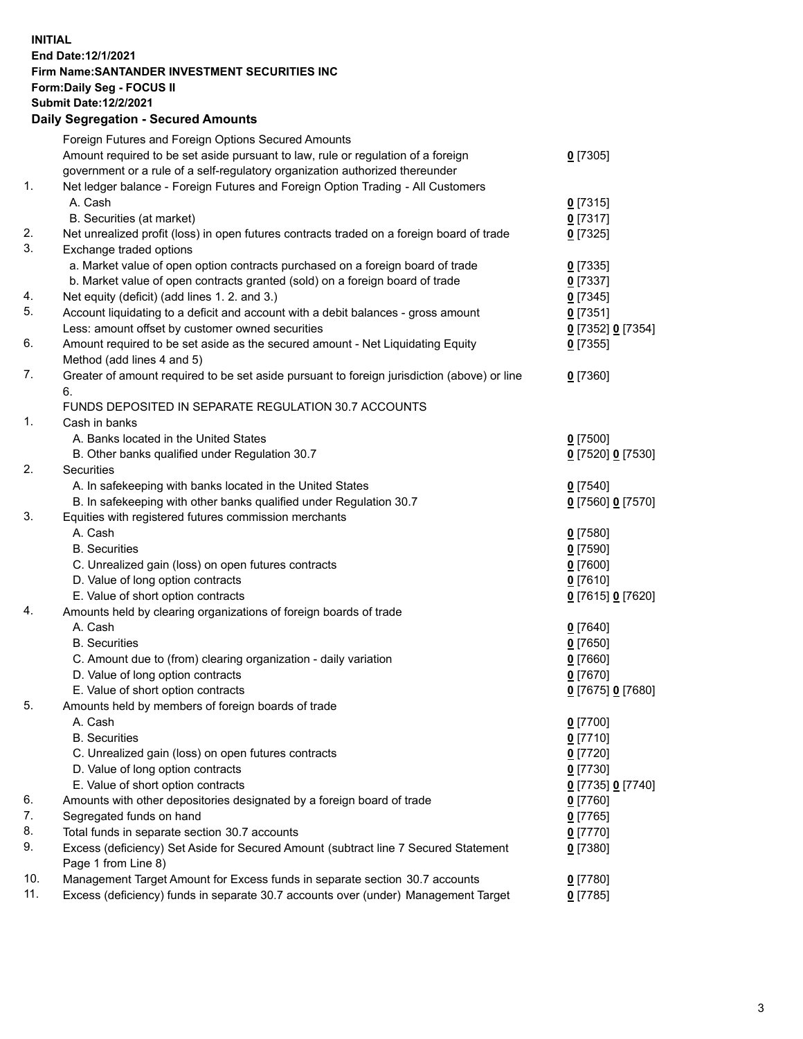**INITIAL**
**End Date:12/1/2021**
**Firm Name:SANTANDER INVESTMENT SECURITIES INC**
**Form:Daily Seg - FOCUS II**
**Submit Date:12/2/2021**

## Daily Segregation - Secured Amounts

| | | |
|---|---|---|
| | Foreign Futures and Foreign Options Secured Amounts | |
| | Amount required to be set aside pursuant to law, rule or regulation of a foreign government or a rule of a self-regulatory organization authorized thereunder | 0 [7305] |
| 1. | Net ledger balance - Foreign Futures and Foreign Option Trading - All Customers | |
| | A. Cash | 0 [7315] |
| | B. Securities (at market) | 0 [7317] |
| 2. | Net unrealized profit (loss) in open futures contracts traded on a foreign board of trade | 0 [7325] |
| 3. | Exchange traded options | |
| | a. Market value of open option contracts purchased on a foreign board of trade | 0 [7335] |
| | b. Market value of open contracts granted (sold) on a foreign board of trade | 0 [7337] |
| 4. | Net equity (deficit) (add lines 1. 2. and 3.) | 0 [7345] |
| 5. | Account liquidating to a deficit and account with a debit balances - gross amount | 0 [7351] |
| | Less: amount offset by customer owned securities | 0 [7352] 0 [7354] |
| 6. | Amount required to be set aside as the secured amount - Net Liquidating Equity Method (add lines 4 and 5) | 0 [7355] |
| 7. | Greater of amount required to be set aside pursuant to foreign jurisdiction (above) or line 6. | 0 [7360] |
| | FUNDS DEPOSITED IN SEPARATE REGULATION 30.7 ACCOUNTS | |
| 1. | Cash in banks | |
| | A. Banks located in the United States | 0 [7500] |
| | B. Other banks qualified under Regulation 30.7 | 0 [7520] 0 [7530] |
| 2. | Securities | |
| | A. In safekeeping with banks located in the United States | 0 [7540] |
| | B. In safekeeping with other banks qualified under Regulation 30.7 | 0 [7560] 0 [7570] |
| 3. | Equities with registered futures commission merchants | |
| | A. Cash | 0 [7580] |
| | B. Securities | 0 [7590] |
| | C. Unrealized gain (loss) on open futures contracts | 0 [7600] |
| | D. Value of long option contracts | 0 [7610] |
| | E. Value of short option contracts | 0 [7615] 0 [7620] |
| 4. | Amounts held by clearing organizations of foreign boards of trade | |
| | A. Cash | 0 [7640] |
| | B. Securities | 0 [7650] |
| | C. Amount due to (from) clearing organization - daily variation | 0 [7660] |
| | D. Value of long option contracts | 0 [7670] |
| | E. Value of short option contracts | 0 [7675] 0 [7680] |
| 5. | Amounts held by members of foreign boards of trade | |
| | A. Cash | 0 [7700] |
| | B. Securities | 0 [7710] |
| | C. Unrealized gain (loss) on open futures contracts | 0 [7720] |
| | D. Value of long option contracts | 0 [7730] |
| | E. Value of short option contracts | 0 [7735] 0 [7740] |
| 6. | Amounts with other depositories designated by a foreign board of trade | 0 [7760] |
| 7. | Segregated funds on hand | 0 [7765] |
| 8. | Total funds in separate section 30.7 accounts | 0 [7770] |
| 9. | Excess (deficiency) Set Aside for Secured Amount (subtract line 7 Secured Statement Page 1 from Line 8) | 0 [7380] |
| 10. | Management Target Amount for Excess funds in separate section 30.7 accounts | 0 [7780] |
| 11. | Excess (deficiency) funds in separate 30.7 accounts over (under) Management Target | 0 [7785] |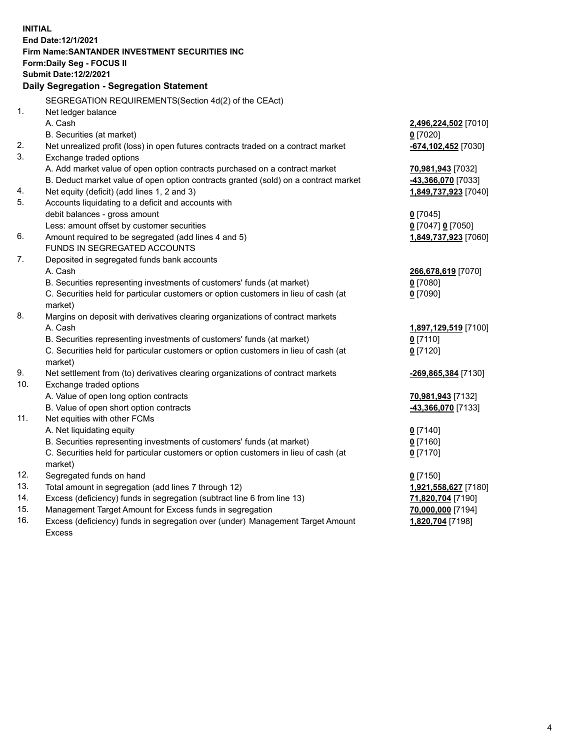**INITIAL**
**End Date:12/1/2021**
**Firm Name:SANTANDER INVESTMENT SECURITIES INC**
**Form:Daily Seg - FOCUS II**
**Submit Date:12/2/2021**

## Daily Segregation - Segregation Statement

SEGREGATION REQUIREMENTS(Section 4d(2) of the CEAct)

| | | |
|---|---|---|
| 1. | Net ledger balance | |
| | A. Cash | **2,496,224,502** [7010] |
| | B. Securities (at market) | **0** [7020] |
| 2. | Net unrealized profit (loss) in open futures contracts traded on a contract market | **-674,102,452** [7030] |
| 3. | Exchange traded options | |
| | A. Add market value of open option contracts purchased on a contract market | **70,981,943** [7032] |
| | B. Deduct market value of open option contracts granted (sold) on a contract market | **-43,366,070** [7033] |
| 4. | Net equity (deficit) (add lines 1, 2 and 3) | **1,849,737,923** [7040] |
| 5. | Accounts liquidating to a deficit and accounts with debit balances - gross amount | **0** [7045] |
| | Less: amount offset by customer securities | **0** [7047] **0** [7050] |
| 6. | Amount required to be segregated (add lines 4 and 5) | **1,849,737,923** [7060] |
| | FUNDS IN SEGREGATED ACCOUNTS | |
| 7. | Deposited in segregated funds bank accounts | |
| | A. Cash | **266,678,619** [7070] |
| | B. Securities representing investments of customers' funds (at market) | **0** [7080] |
| | C. Securities held for particular customers or option customers in lieu of cash (at market) | **0** [7090] |
| 8. | Margins on deposit with derivatives clearing organizations of contract markets | |
| | A. Cash | **1,897,129,519** [7100] |
| | B. Securities representing investments of customers' funds (at market) | **0** [7110] |
| | C. Securities held for particular customers or option customers in lieu of cash (at market) | **0** [7120] |
| 9. | Net settlement from (to) derivatives clearing organizations of contract markets | **-269,865,384** [7130] |
| 10. | Exchange traded options | |
| | A. Value of open long option contracts | **70,981,943** [7132] |
| | B. Value of open short option contracts | **-43,366,070** [7133] |
| 11. | Net equities with other FCMs | |
| | A. Net liquidating equity | **0** [7140] |
| | B. Securities representing investments of customers' funds (at market) | **0** [7160] |
| | C. Securities held for particular customers or option customers in lieu of cash (at market) | **0** [7170] |
| 12. | Segregated funds on hand | **0** [7150] |
| 13. | Total amount in segregation (add lines 7 through 12) | **1,921,558,627** [7180] |
| 14. | Excess (deficiency) funds in segregation (subtract line 6 from line 13) | **71,820,704** [7190] |
| 15. | Management Target Amount for Excess funds in segregation | **70,000,000** [7194] |
| 16. | Excess (deficiency) funds in segregation over (under) Management Target Amount Excess | **1,820,704** [7198] |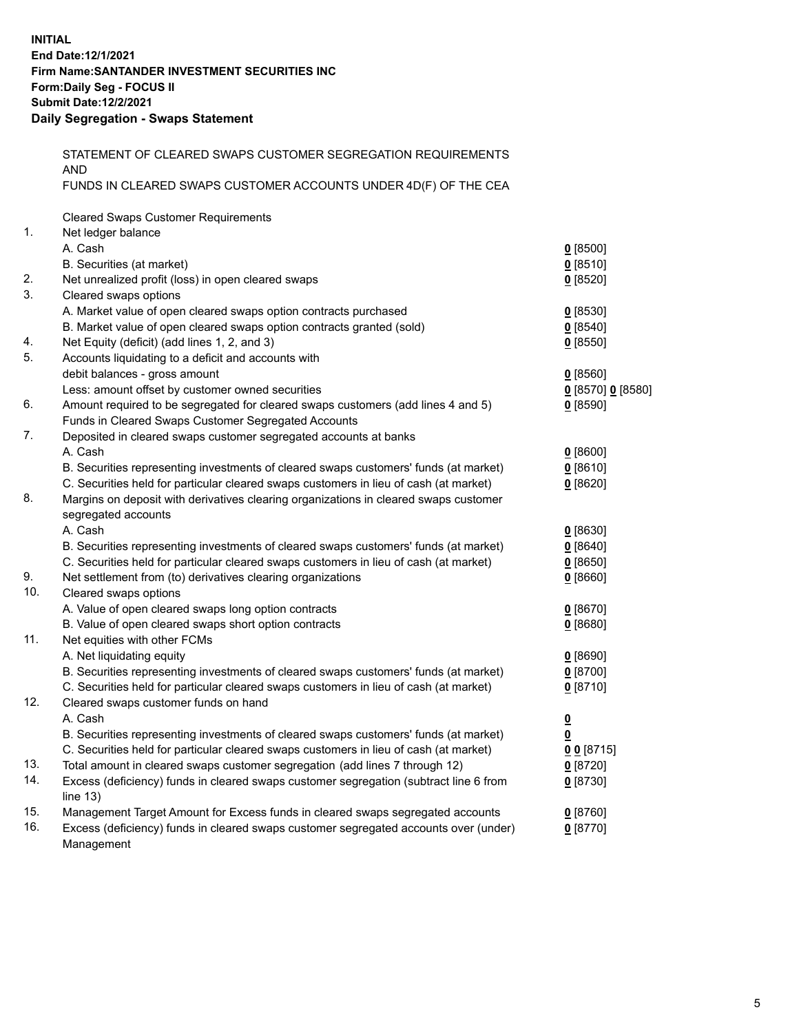**INITIAL**
**End Date:12/1/2021**
**Firm Name:SANTANDER INVESTMENT SECURITIES INC**
**Form:Daily Seg - FOCUS II**
**Submit Date:12/2/2021**
**Daily Segregation - Swaps Statement**

STATEMENT OF CLEARED SWAPS CUSTOMER SEGREGATION REQUIREMENTS AND FUNDS IN CLEARED SWAPS CUSTOMER ACCOUNTS UNDER 4D(F) OF THE CEA

| | | |
|---|---|---|
| | Cleared Swaps Customer Requirements | |
| 1. | Net ledger balance | |
| | A. Cash | 0 [8500] |
| | B. Securities (at market) | 0 [8510] |
| 2. | Net unrealized profit (loss) in open cleared swaps | 0 [8520] |
| 3. | Cleared swaps options | |
| | A. Market value of open cleared swaps option contracts purchased | 0 [8530] |
| | B. Market value of open cleared swaps option contracts granted (sold) | 0 [8540] |
| 4. | Net Equity (deficit) (add lines 1, 2, and 3) | 0 [8550] |
| 5. | Accounts liquidating to a deficit and accounts with debit balances - gross amount | 0 [8560] |
| | Less: amount offset by customer owned securities | 0 [8570] 0 [8580] |
| 6. | Amount required to be segregated for cleared swaps customers (add lines 4 and 5) | 0 [8590] |
| | Funds in Cleared Swaps Customer Segregated Accounts | |
| 7. | Deposited in cleared swaps customer segregated accounts at banks | |
| | A. Cash | 0 [8600] |
| | B. Securities representing investments of cleared swaps customers' funds (at market) | 0 [8610] |
| | C. Securities held for particular cleared swaps customers in lieu of cash (at market) | 0 [8620] |
| 8. | Margins on deposit with derivatives clearing organizations in cleared swaps customer segregated accounts | |
| | A. Cash | 0 [8630] |
| | B. Securities representing investments of cleared swaps customers' funds (at market) | 0 [8640] |
| | C. Securities held for particular cleared swaps customers in lieu of cash (at market) | 0 [8650] |
| 9. | Net settlement from (to) derivatives clearing organizations | 0 [8660] |
| 10. | Cleared swaps options | |
| | A. Value of open cleared swaps long option contracts | 0 [8670] |
| | B. Value of open cleared swaps short option contracts | 0 [8680] |
| 11. | Net equities with other FCMs | |
| | A. Net liquidating equity | 0 [8690] |
| | B. Securities representing investments of cleared swaps customers' funds (at market) | 0 [8700] |
| | C. Securities held for particular cleared swaps customers in lieu of cash (at market) | 0 [8710] |
| 12. | Cleared swaps customer funds on hand | |
| | A. Cash | 0 |
| | B. Securities representing investments of cleared swaps customers' funds (at market) | 0 |
| | C. Securities held for particular cleared swaps customers in lieu of cash (at market) | 0 0 [8715] |
| 13. | Total amount in cleared swaps customer segregation (add lines 7 through 12) | 0 [8720] |
| 14. | Excess (deficiency) funds in cleared swaps customer segregation (subtract line 6 from line 13) | 0 [8730] |
| 15. | Management Target Amount for Excess funds in cleared swaps segregated accounts | 0 [8760] |
| 16. | Excess (deficiency) funds in cleared swaps customer segregated accounts over (under) Management | 0 [8770] |